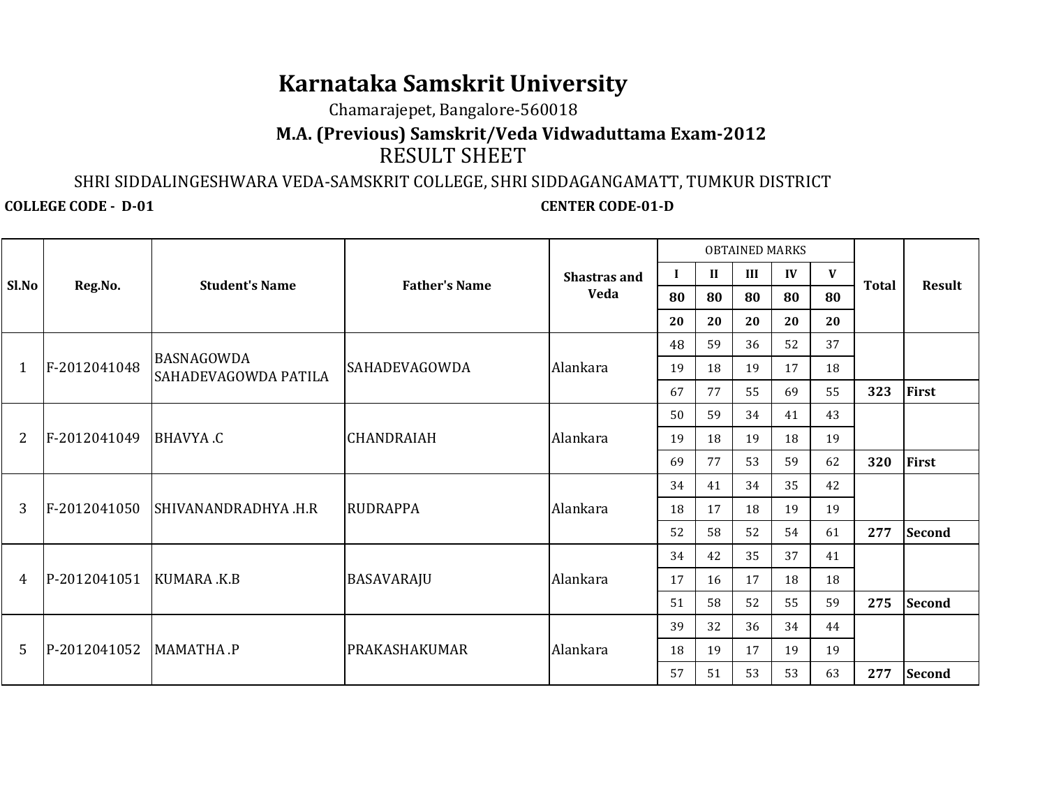# Karnataka Samskrit University

Chamarajepet, Bangalore-560018

## M.A. (Previous) Samskrit/Veda Vidwaduttama Exam-2012

## RESULT SHEET

SHRI SIDDALINGESHWARA VEDA-SAMSKRIT COLLEGE, SHRI SIDDAGANGAMATT, TUMKUR DISTRICT

**COLLEGE CODE - D-01** **CENTER CODE-01-D**

| Sl.No | Reg.No. | Student's Name | Father's Name | Shastras and Veda | OBTAINED MARKS | | | | | Total | Result |
|---|---|---|---|---|---|---|---|---|---|---|---|
| | | | | | I | II | III | IV | V | | |
| | | | | | 80 | 80 | 80 | 80 | 80 | | |
| | | | | | 20 | 20 | 20 | 20 | 20 | | |
| 1 | F-2012041048 | BASNAGOWDA SAHADEVAGOWDA PATILA | SAHADEVAGOWDA | Alankara | 48 | 59 | 36 | 52 | 37 | | |
| | | | | | 19 | 18 | 19 | 17 | 18 | | |
| | | | | | 67 | 77 | 55 | 69 | 55 | **323** | **First** |
| 2 | F-2012041049 | BHAVYA .C | CHANDRAIAH | Alankara | 50 | 59 | 34 | 41 | 43 | | |
| | | | | | 19 | 18 | 19 | 18 | 19 | | |
| | | | | | 69 | 77 | 53 | 59 | 62 | **320** | **First** |
| 3 | F-2012041050 | SHIVANANDRADHYA .H.R | RUDRAPPA | Alankara | 34 | 41 | 34 | 35 | 42 | | |
| | | | | | 18 | 17 | 18 | 19 | 19 | | |
| | | | | | 52 | 58 | 52 | 54 | 61 | **277** | **Second** |
| 4 | P-2012041051 | KUMARA .K.B | BASAVARAJU | Alankara | 34 | 42 | 35 | 37 | 41 | | |
| | | | | | 17 | 16 | 17 | 18 | 18 | | |
| | | | | | 51 | 58 | 52 | 55 | 59 | **275** | **Second** |
| 5 | P-2012041052 | MAMATHA .P | PRAKASHAKUMAR | Alankara | 39 | 32 | 36 | 34 | 44 | | |
| | | | | | 18 | 19 | 17 | 19 | 19 | | |
| | | | | | 57 | 51 | 53 | 53 | 63 | **277** | **Second** |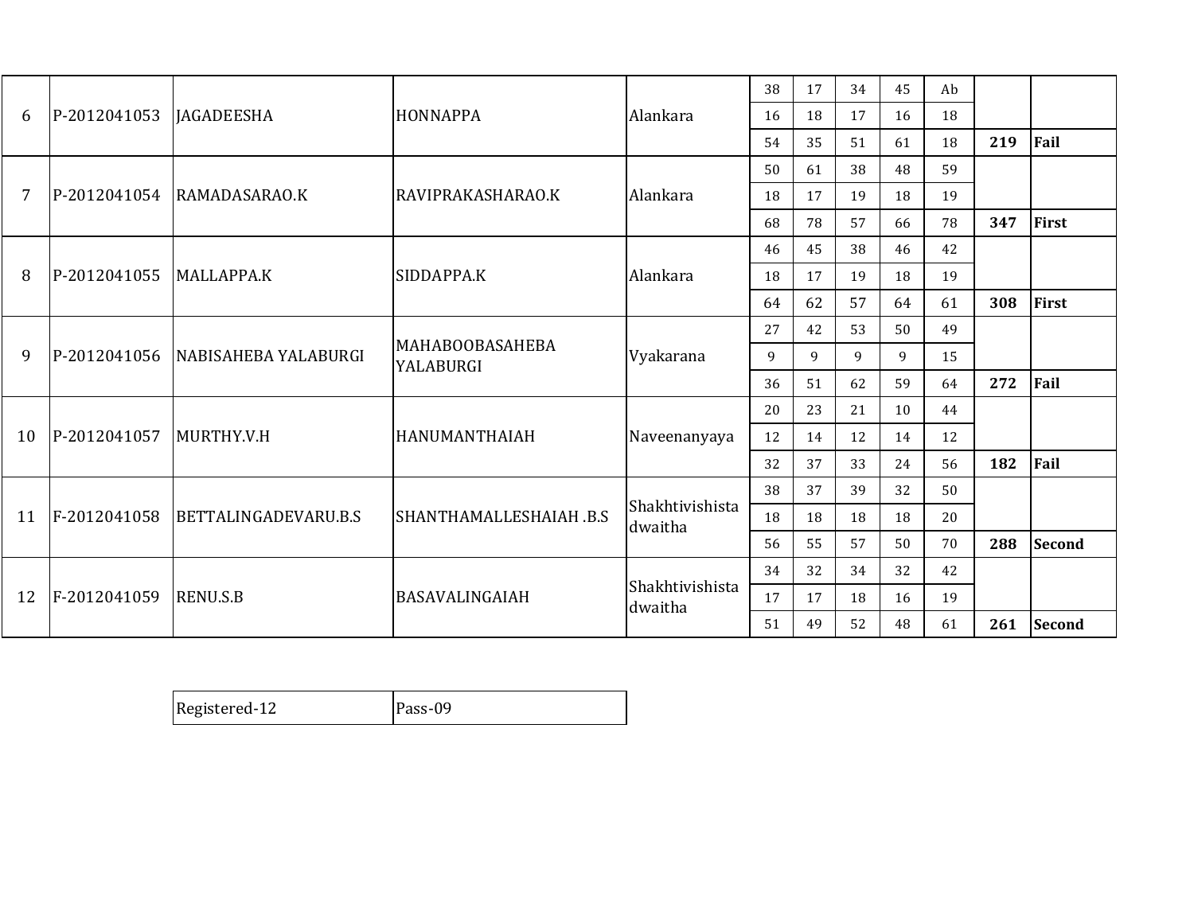| | | | | | | | | | | | |
|---|---|---|---|---|---|---|---|---|---|---|---|
| 6 | P-2012041053 | JAGADEESHA | HONNAPPA | Alankara | 38 | 17 | 34 | 45 | Ab | | |
| | | | | | 16 | 18 | 17 | 16 | 18 | | |
| | | | | | 54 | 35 | 51 | 61 | 18 | **219** | **Fail** |
| 7 | P-2012041054 | RAMADASARAO.K | RAVIPRAKASHARAO.K | Alankara | 50 | 61 | 38 | 48 | 59 | | |
| | | | | | 18 | 17 | 19 | 18 | 19 | | |
| | | | | | 68 | 78 | 57 | 66 | 78 | **347** | **First** |
| 8 | P-2012041055 | MALLAPPA.K | SIDDAPPA.K | Alankara | 46 | 45 | 38 | 46 | 42 | | |
| | | | | | 18 | 17 | 19 | 18 | 19 | | |
| | | | | | 64 | 62 | 57 | 64 | 61 | **308** | **First** |
| 9 | P-2012041056 | NABISAHEBA YALABURGI | MAHABOOBASAHEBA YALABURGI | Vyakarana | 27 | 42 | 53 | 50 | 49 | | |
| | | | | | 9 | 9 | 9 | 9 | 15 | | |
| | | | | | 36 | 51 | 62 | 59 | 64 | **272** | **Fail** |
| 10 | P-2012041057 | MURTHY.V.H | HANUMANTHAIAH | Naveenanyaya | 20 | 23 | 21 | 10 | 44 | | |
| | | | | | 12 | 14 | 12 | 14 | 12 | | |
| | | | | | 32 | 37 | 33 | 24 | 56 | **182** | **Fail** |
| 11 | F-2012041058 | BETTALINGADEVARU.B.S | SHANTHAMALLESHAIAH .B.S | Shakhtivishista dwaitha | 38 | 37 | 39 | 32 | 50 | | |
| | | | | | 18 | 18 | 18 | 18 | 20 | | |
| | | | | | 56 | 55 | 57 | 50 | 70 | **288** | **Second** |
| 12 | F-2012041059 | RENU.S.B | BASAVALINGAIAH | Shakhtivishista dwaitha | 34 | 32 | 34 | 32 | 42 | | |
| | | | | | 17 | 17 | 18 | 16 | 19 | | |
| | | | | | 51 | 49 | 52 | 48 | 61 | **261** | **Second** |

| | |
|---|---|
| Registered-12 | Pass-09 |